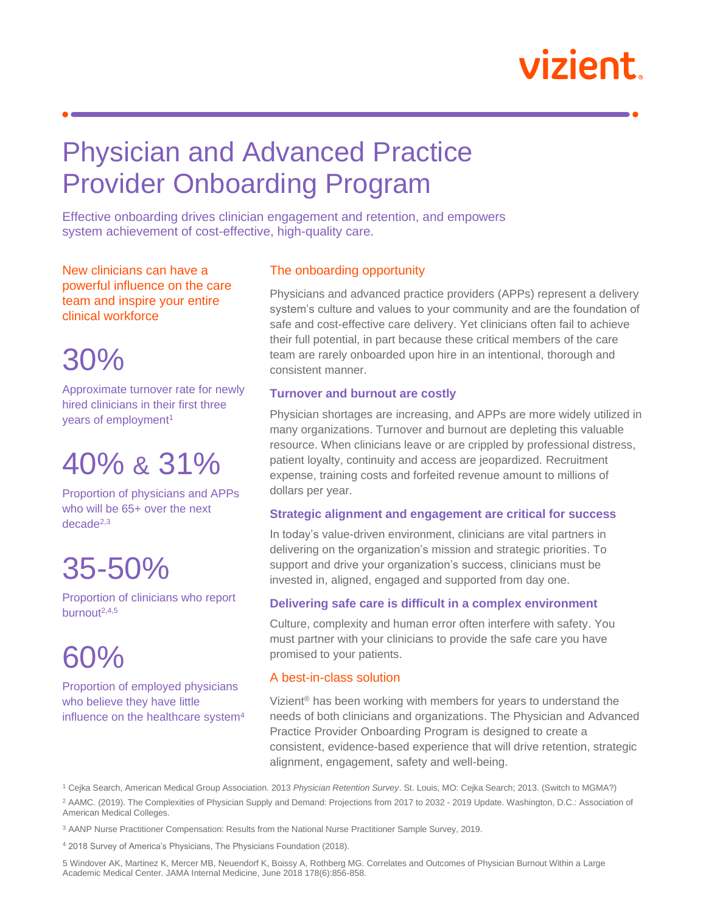vizient

# Physician and Advanced Practice Provider Onboarding Program

Effective onboarding drives clinician engagement and retention, and empowers system achievement of cost-effective, high-quality care.

New clinicians can have a powerful influence on the care team and inspire your entire clinical workforce

**30%**

Approximate turnover rate for newly hired clinicians in their first three years of employment[1]

**40% & 31%**

Proportion of physicians and APPs who will be 65+ over the next decade[2,3]

**35-50%**

Proportion of clinicians who report burnout[2,4,5]

**60%**

Proportion of employed physicians who believe they have little influence on the healthcare system[4]

## The onboarding opportunity

Physicians and advanced practice providers (APPs) represent a delivery system's culture and values to your community and are the foundation of safe and cost-effective care delivery. Yet clinicians often fail to achieve their full potential, in part because these critical members of the care team are rarely onboarded upon hire in an intentional, thorough and consistent manner.

### Turnover and burnout are costly

Physician shortages are increasing, and APPs are more widely utilized in many organizations. Turnover and burnout are depleting this valuable resource. When clinicians leave or are crippled by professional distress, patient loyalty, continuity and access are jeopardized. Recruitment expense, training costs and forfeited revenue amount to millions of dollars per year.

### Strategic alignment and engagement are critical for success

In today's value-driven environment, clinicians are vital partners in delivering on the organization's mission and strategic priorities. To support and drive your organization's success, clinicians must be invested in, aligned, engaged and supported from day one.

### Delivering safe care is difficult in a complex environment

Culture, complexity and human error often interfere with safety. You must partner with your clinicians to provide the safe care you have promised to your patients.

## A best-in-class solution

Vizient® has been working with members for years to understand the needs of both clinicians and organizations. The Physician and Advanced Practice Provider Onboarding Program is designed to create a consistent, evidence-based experience that will drive retention, strategic alignment, engagement, safety and well-being.

[1] Cejka Search, American Medical Group Association. 2013 *Physician Retention Survey*. St. Louis, MO: Cejka Search; 2013. (Switch to MGMA?)

[2] AAMC. (2019). The Complexities of Physician Supply and Demand: Projections from 2017 to 2032 - 2019 Update. Washington, D.C.: Association of American Medical Colleges.

[3] AANP Nurse Practitioner Compensation: Results from the National Nurse Practitioner Sample Survey, 2019.

[4] 2018 Survey of America's Physicians, The Physicians Foundation (2018).

5 Windover AK, Martinez K, Mercer MB, Neuendorf K, Boissy A, Rothberg MG. Correlates and Outcomes of Physician Burnout Within a Large Academic Medical Center. JAMA Internal Medicine, June 2018 178(6):856-858.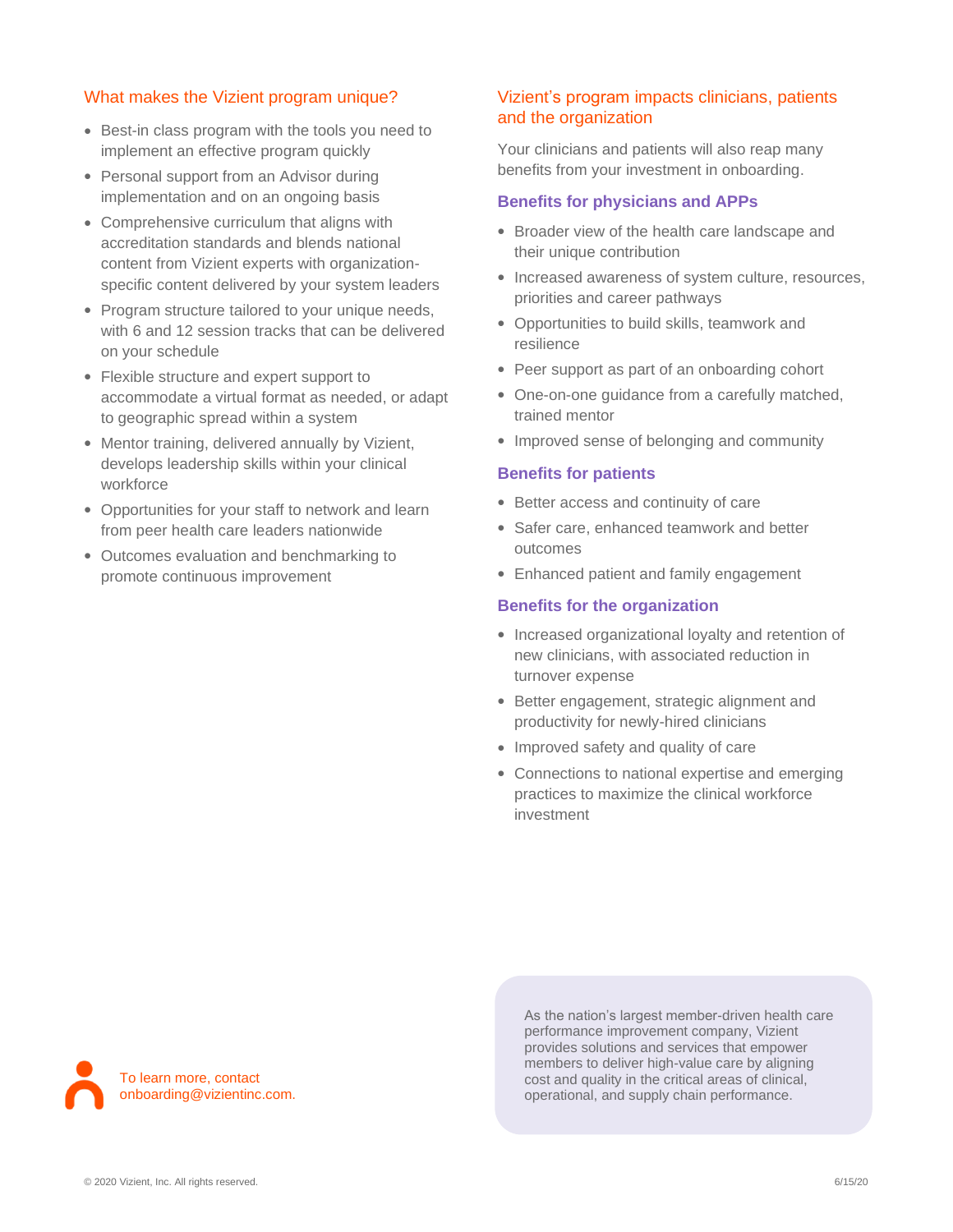## What makes the Vizient program unique?

- Best-in class program with the tools you need to implement an effective program quickly
- Personal support from an Advisor during implementation and on an ongoing basis
- Comprehensive curriculum that aligns with accreditation standards and blends national content from Vizient experts with organization-specific content delivered by your system leaders
- Program structure tailored to your unique needs, with 6 and 12 session tracks that can be delivered on your schedule
- Flexible structure and expert support to accommodate a virtual format as needed, or adapt to geographic spread within a system
- Mentor training, delivered annually by Vizient, develops leadership skills within your clinical workforce
- Opportunities for your staff to network and learn from peer health care leaders nationwide
- Outcomes evaluation and benchmarking to promote continuous improvement

## Vizient's program impacts clinicians, patients and the organization

Your clinicians and patients will also reap many benefits from your investment in onboarding.

### Benefits for physicians and APPs

- Broader view of the health care landscape and their unique contribution
- Increased awareness of system culture, resources, priorities and career pathways
- Opportunities to build skills, teamwork and resilience
- Peer support as part of an onboarding cohort
- One-on-one guidance from a carefully matched, trained mentor
- Improved sense of belonging and community

### Benefits for patients

- Better access and continuity of care
- Safer care, enhanced teamwork and better outcomes
- Enhanced patient and family engagement

### Benefits for the organization

- Increased organizational loyalty and retention of new clinicians, with associated reduction in turnover expense
- Better engagement, strategic alignment and productivity for newly-hired clinicians
- Improved safety and quality of care
- Connections to national expertise and emerging practices to maximize the clinical workforce investment

To learn more, contact onboarding@vizientinc.com.

As the nation's largest member-driven health care performance improvement company, Vizient provides solutions and services that empower members to deliver high-value care by aligning cost and quality in the critical areas of clinical, operational, and supply chain performance.

© 2020 Vizient, Inc. All rights reserved.

6/15/20